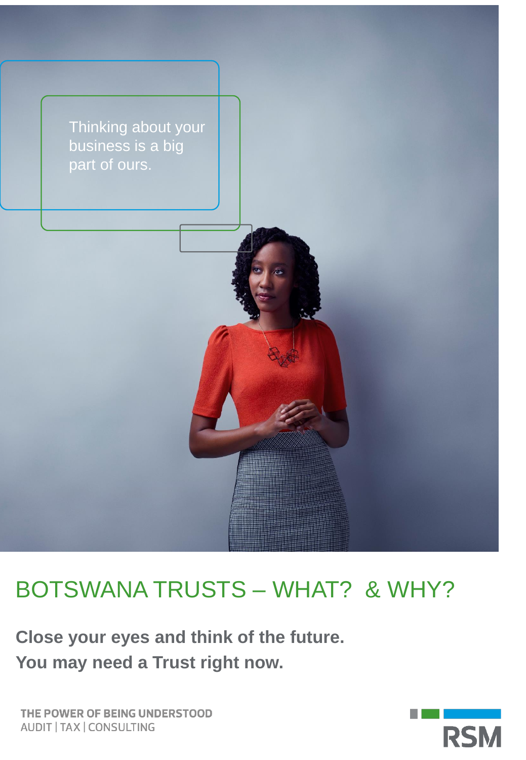Thinking about your business is a big part of ours.

# BOTSWANA TRUSTS – WHAT? & WHY?

**Close your eyes and think of the future.**
**You may need a Trust right now.**

**THE POWER OF BEING UNDERSTOOD**
AUDIT | TAX | CONSULTING

RSM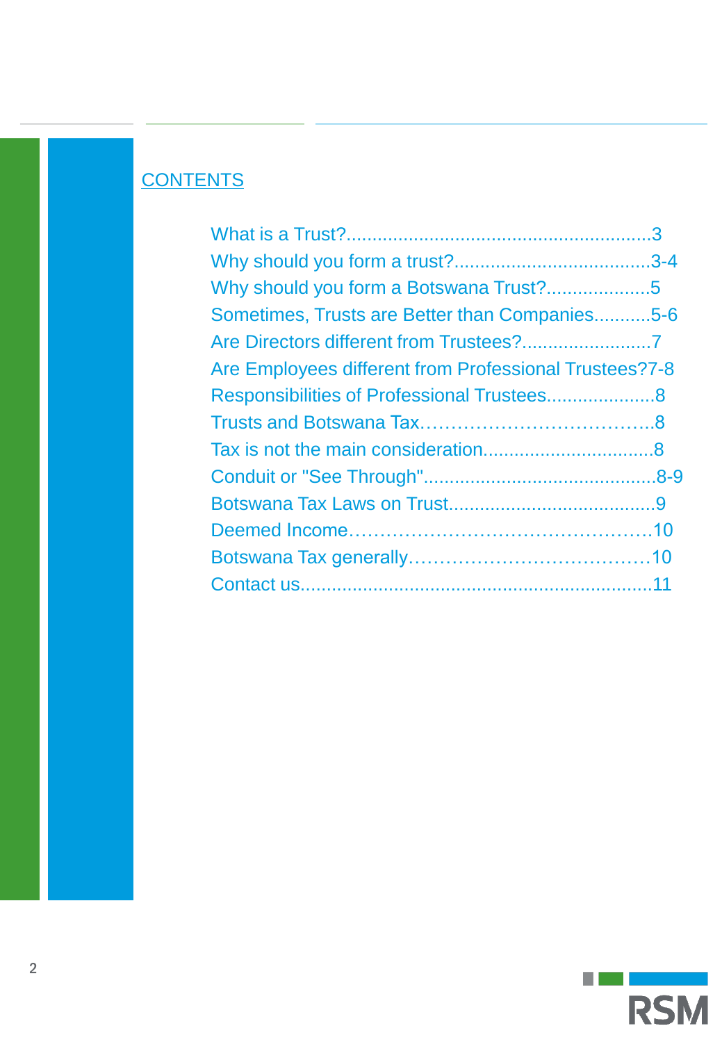## CONTENTS

What is a Trust?..........................................................3
Why should you form a trust?......................................3-4
Why should you form a Botswana Trust?....................5
Sometimes, Trusts are Better than Companies...........5-6
Are Directors different from Trustees?.........................7
Are Employees different from Professional Trustees?7-8
Responsibilities of Professional Trustees.....................8
Trusts and Botswana Tax………………………………..8
Tax is not the main consideration.................................8
Conduit or "See Through"............................................8-9
Botswana Tax Laws on Trust.......................................9
Deemed Income……………………………………………10
Botswana Tax generally…………………………………10
Contact us...................................................................11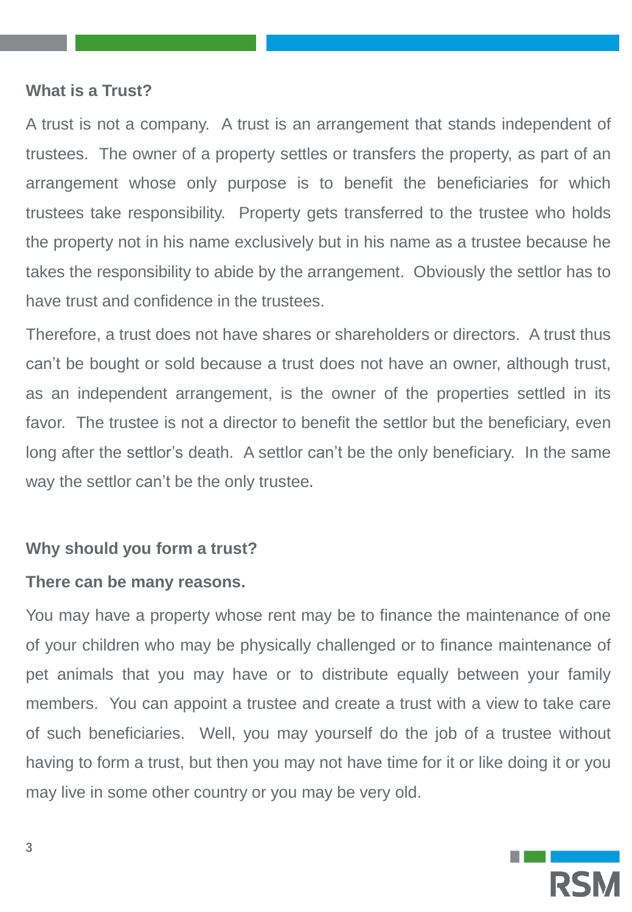**What is a Trust?**

A trust is not a company. A trust is an arrangement that stands independent of trustees. The owner of a property settles or transfers the property, as part of an arrangement whose only purpose is to benefit the beneficiaries for which trustees take responsibility. Property gets transferred to the trustee who holds the property not in his name exclusively but in his name as a trustee because he takes the responsibility to abide by the arrangement. Obviously the settlor has to have trust and confidence in the trustees.

Therefore, a trust does not have shares or shareholders or directors. A trust thus can't be bought or sold because a trust does not have an owner, although trust, as an independent arrangement, is the owner of the properties settled in its favor. The trustee is not a director to benefit the settlor but the beneficiary, even long after the settlor's death. A settlor can't be the only beneficiary. In the same way the settlor can't be the only trustee.

**Why should you form a trust?**

**There can be many reasons.**

You may have a property whose rent may be to finance the maintenance of one of your children who may be physically challenged or to finance maintenance of pet animals that you may have or to distribute equally between your family members. You can appoint a trustee and create a trust with a view to take care of such beneficiaries. Well, you may yourself do the job of a trustee without having to form a trust, but then you may not have time for it or like doing it or you may live in some other country or you may be very old.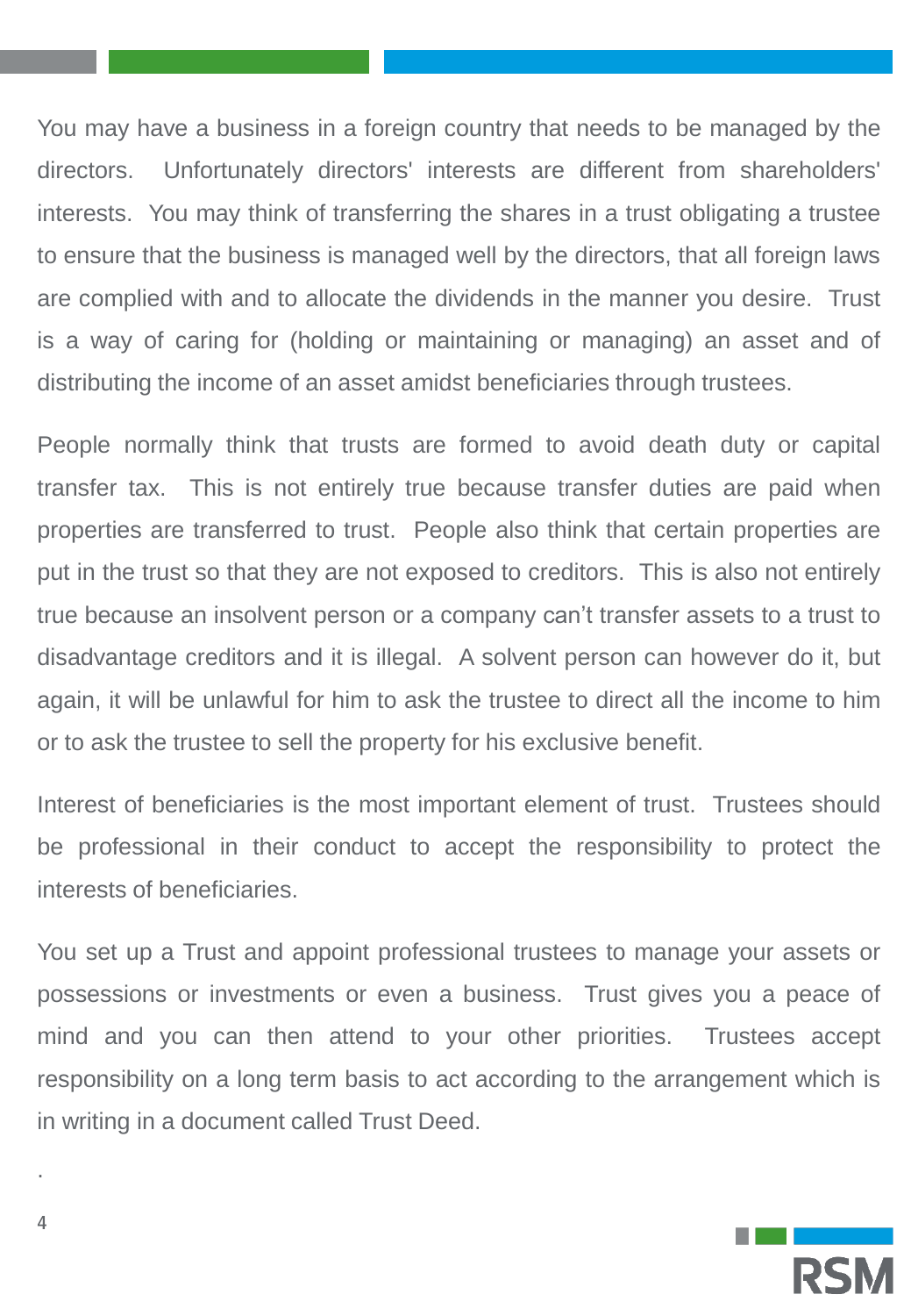You may have a business in a foreign country that needs to be managed by the directors. Unfortunately directors' interests are different from shareholders' interests. You may think of transferring the shares in a trust obligating a trustee to ensure that the business is managed well by the directors, that all foreign laws are complied with and to allocate the dividends in the manner you desire. Trust is a way of caring for (holding or maintaining or managing) an asset and of distributing the income of an asset amidst beneficiaries through trustees.

People normally think that trusts are formed to avoid death duty or capital transfer tax. This is not entirely true because transfer duties are paid when properties are transferred to trust. People also think that certain properties are put in the trust so that they are not exposed to creditors. This is also not entirely true because an insolvent person or a company can't transfer assets to a trust to disadvantage creditors and it is illegal. A solvent person can however do it, but again, it will be unlawful for him to ask the trustee to direct all the income to him or to ask the trustee to sell the property for his exclusive benefit.

Interest of beneficiaries is the most important element of trust. Trustees should be professional in their conduct to accept the responsibility to protect the interests of beneficiaries.

You set up a Trust and appoint professional trustees to manage your assets or possessions or investments or even a business. Trust gives you a peace of mind and you can then attend to your other priorities. Trustees accept responsibility on a long term basis to act according to the arrangement which is in writing in a document called Trust Deed.

.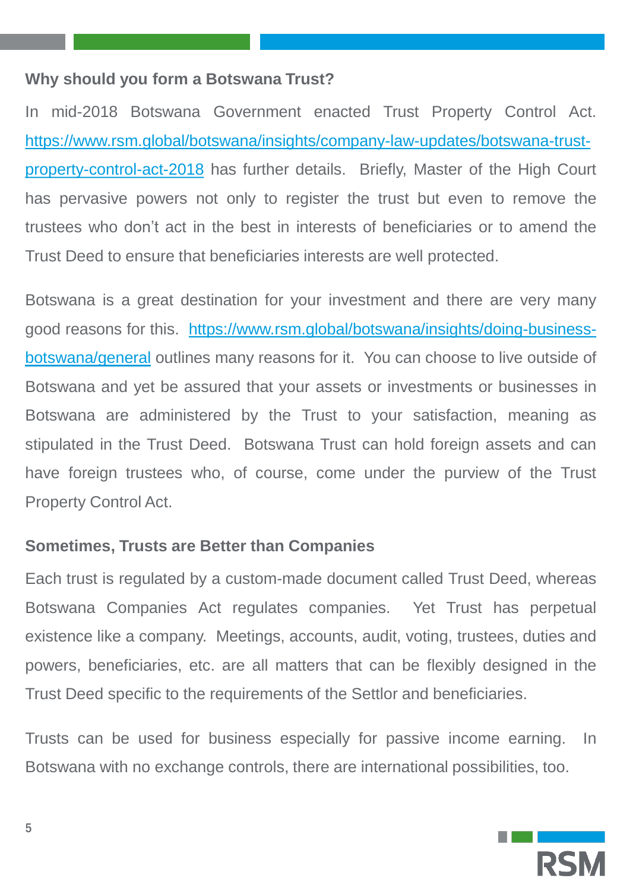**Why should you form a Botswana Trust?**

In mid-2018 Botswana Government enacted Trust Property Control Act. [https://www.rsm.global/botswana/insights/company-law-updates/botswana-trust-property-control-act-2018](https://www.rsm.global/botswana/insights/company-law-updates/botswana-trust-property-control-act-2018) has further details. Briefly, Master of the High Court has pervasive powers not only to register the trust but even to remove the trustees who don't act in the best in interests of beneficiaries or to amend the Trust Deed to ensure that beneficiaries interests are well protected.

Botswana is a great destination for your investment and there are very many good reasons for this. [https://www.rsm.global/botswana/insights/doing-business-botswana/general](https://www.rsm.global/botswana/insights/doing-business-botswana/general) outlines many reasons for it. You can choose to live outside of Botswana and yet be assured that your assets or investments or businesses in Botswana are administered by the Trust to your satisfaction, meaning as stipulated in the Trust Deed. Botswana Trust can hold foreign assets and can have foreign trustees who, of course, come under the purview of the Trust Property Control Act.

**Sometimes, Trusts are Better than Companies**

Each trust is regulated by a custom-made document called Trust Deed, whereas Botswana Companies Act regulates companies. Yet Trust has perpetual existence like a company. Meetings, accounts, audit, voting, trustees, duties and powers, beneficiaries, etc. are all matters that can be flexibly designed in the Trust Deed specific to the requirements of the Settlor and beneficiaries.

Trusts can be used for business especially for passive income earning. In Botswana with no exchange controls, there are international possibilities, too.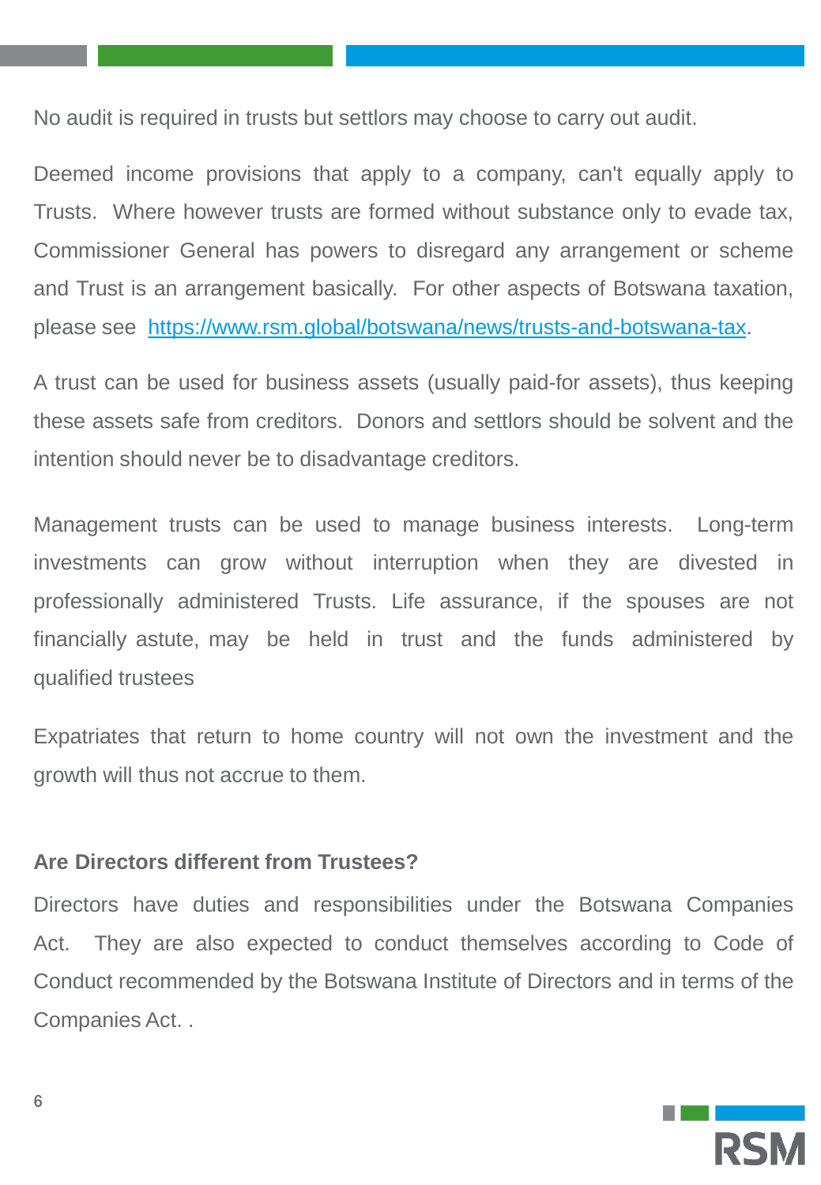No audit is required in trusts but settlors may choose to carry out audit.

Deemed income provisions that apply to a company, can't equally apply to Trusts. Where however trusts are formed without substance only to evade tax, Commissioner General has powers to disregard any arrangement or scheme and Trust is an arrangement basically. For other aspects of Botswana taxation, please see [https://www.rsm.global/botswana/news/trusts-and-botswana-tax](https://www.rsm.global/botswana/news/trusts-and-botswana-tax).

A trust can be used for business assets (usually paid-for assets), thus keeping these assets safe from creditors. Donors and settlors should be solvent and the intention should never be to disadvantage creditors.

Management trusts can be used to manage business interests. Long-term investments can grow without interruption when they are divested in professionally administered Trusts. Life assurance, if the spouses are not financially astute, may be held in trust and the funds administered by qualified trustees

Expatriates that return to home country will not own the investment and the growth will thus not accrue to them.

**Are Directors different from Trustees?**

Directors have duties and responsibilities under the Botswana Companies Act. They are also expected to conduct themselves according to Code of Conduct recommended by the Botswana Institute of Directors and in terms of the Companies Act. .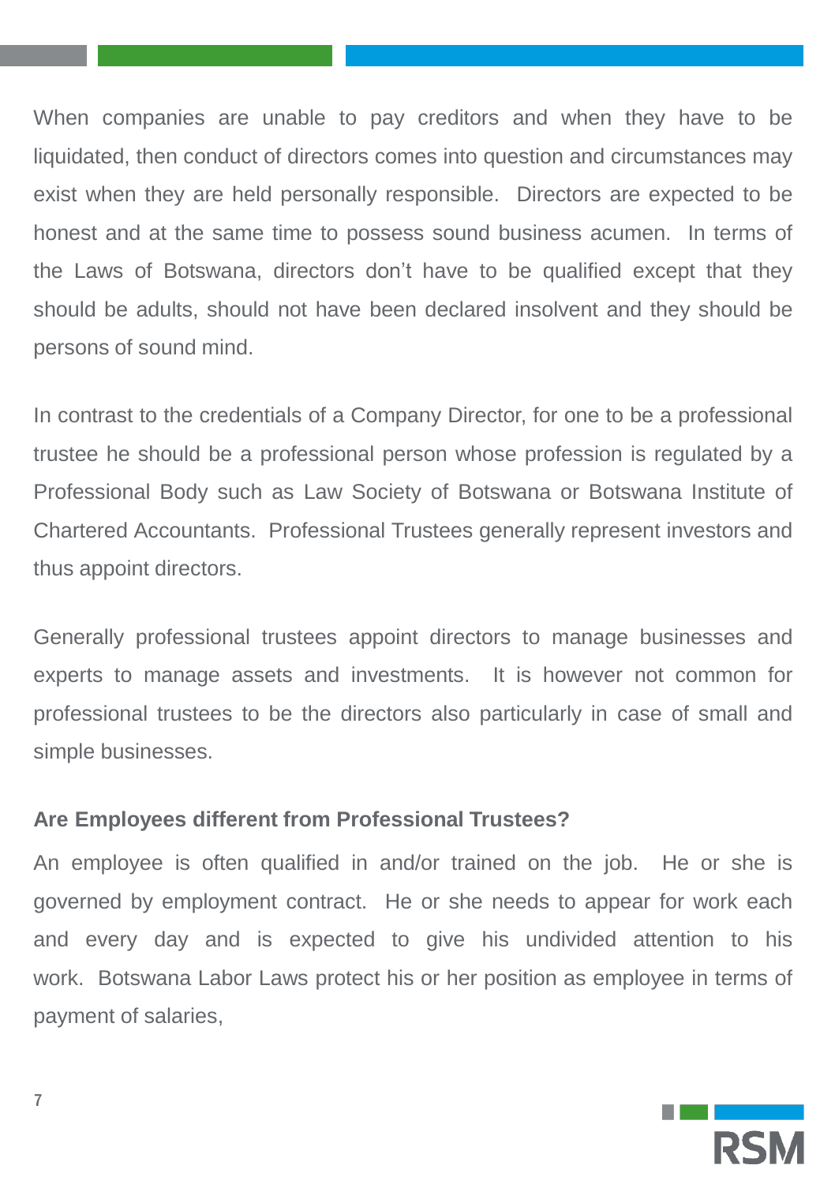When companies are unable to pay creditors and when they have to be liquidated, then conduct of directors comes into question and circumstances may exist when they are held personally responsible. Directors are expected to be honest and at the same time to possess sound business acumen. In terms of the Laws of Botswana, directors don't have to be qualified except that they should be adults, should not have been declared insolvent and they should be persons of sound mind.

In contrast to the credentials of a Company Director, for one to be a professional trustee he should be a professional person whose profession is regulated by a Professional Body such as Law Society of Botswana or Botswana Institute of Chartered Accountants. Professional Trustees generally represent investors and thus appoint directors.

Generally professional trustees appoint directors to manage businesses and experts to manage assets and investments. It is however not common for professional trustees to be the directors also particularly in case of small and simple businesses.

**Are Employees different from Professional Trustees?**

An employee is often qualified in and/or trained on the job. He or she is governed by employment contract. He or she needs to appear for work each and every day and is expected to give his undivided attention to his work. Botswana Labor Laws protect his or her position as employee in terms of payment of salaries,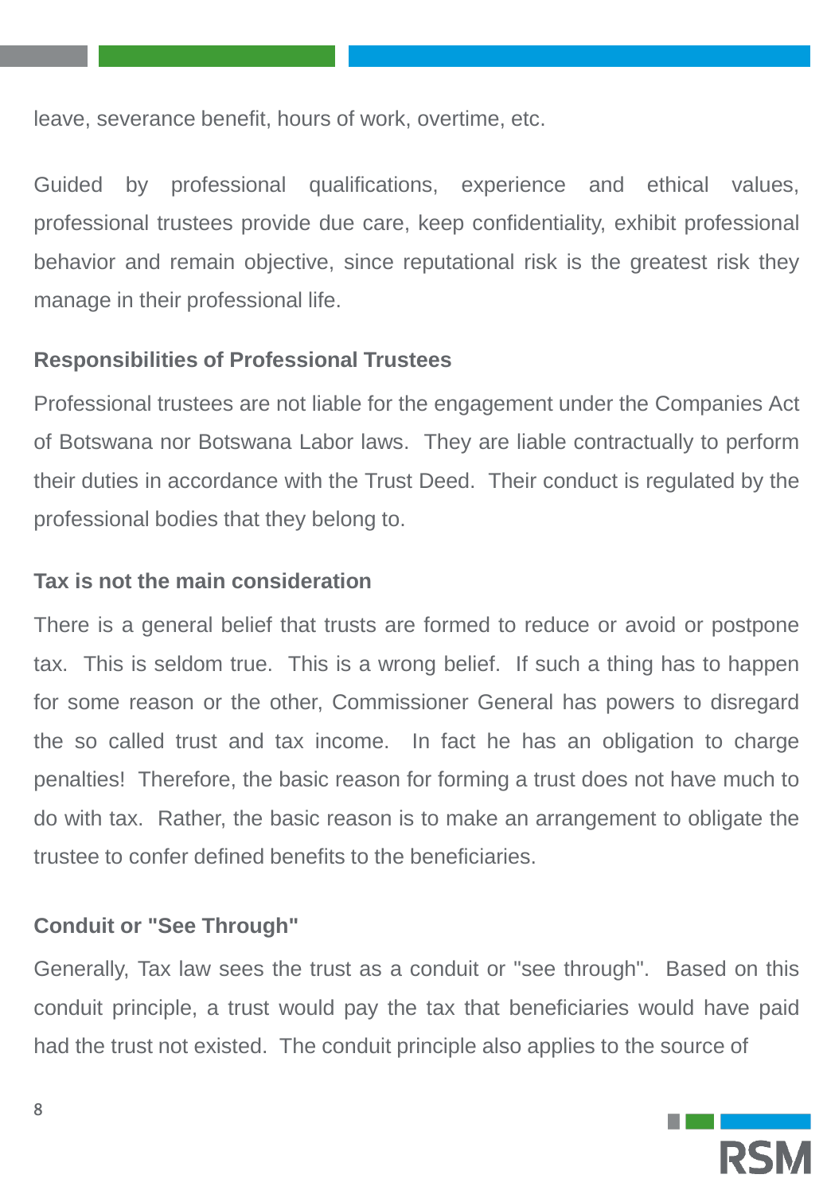leave, severance benefit, hours of work, overtime, etc.

Guided by professional qualifications, experience and ethical values, professional trustees provide due care, keep confidentiality, exhibit professional behavior and remain objective, since reputational risk is the greatest risk they manage in their professional life.

### Responsibilities of Professional Trustees

Professional trustees are not liable for the engagement under the Companies Act of Botswana nor Botswana Labor laws. They are liable contractually to perform their duties in accordance with the Trust Deed. Their conduct is regulated by the professional bodies that they belong to.

### Tax is not the main consideration

There is a general belief that trusts are formed to reduce or avoid or postpone tax. This is seldom true. This is a wrong belief. If such a thing has to happen for some reason or the other, Commissioner General has powers to disregard the so called trust and tax income. In fact he has an obligation to charge penalties! Therefore, the basic reason for forming a trust does not have much to do with tax. Rather, the basic reason is to make an arrangement to obligate the trustee to confer defined benefits to the beneficiaries.

### Conduit or "See Through"

Generally, Tax law sees the trust as a conduit or "see through". Based on this conduit principle, a trust would pay the tax that beneficiaries would have paid had the trust not existed. The conduit principle also applies to the source of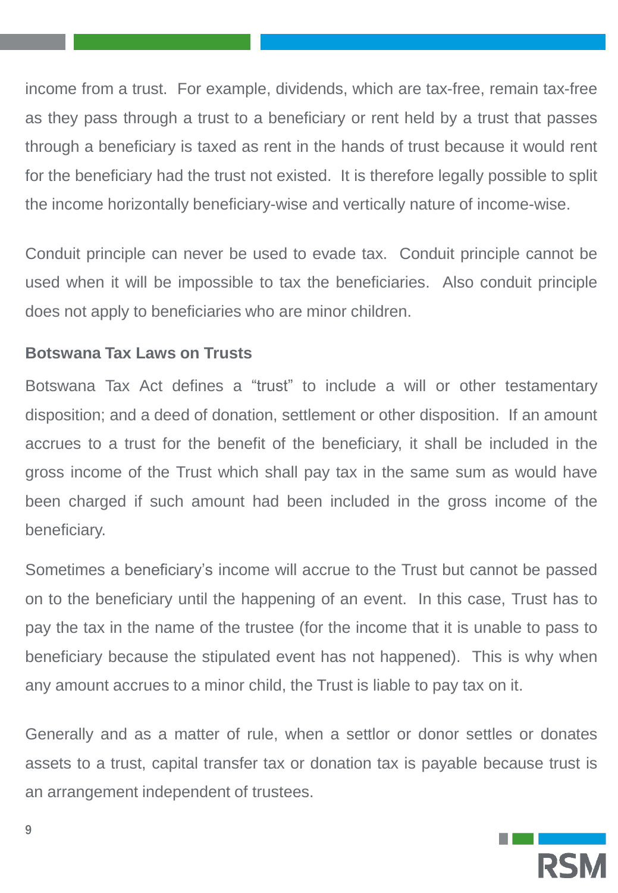income from a trust. For example, dividends, which are tax-free, remain tax-free as they pass through a trust to a beneficiary or rent held by a trust that passes through a beneficiary is taxed as rent in the hands of trust because it would rent for the beneficiary had the trust not existed. It is therefore legally possible to split the income horizontally beneficiary-wise and vertically nature of income-wise.

Conduit principle can never be used to evade tax. Conduit principle cannot be used when it will be impossible to tax the beneficiaries. Also conduit principle does not apply to beneficiaries who are minor children.

**Botswana Tax Laws on Trusts**

Botswana Tax Act defines a "trust" to include a will or other testamentary disposition; and a deed of donation, settlement or other disposition. If an amount accrues to a trust for the benefit of the beneficiary, it shall be included in the gross income of the Trust which shall pay tax in the same sum as would have been charged if such amount had been included in the gross income of the beneficiary.

Sometimes a beneficiary's income will accrue to the Trust but cannot be passed on to the beneficiary until the happening of an event. In this case, Trust has to pay the tax in the name of the trustee (for the income that it is unable to pass to beneficiary because the stipulated event has not happened). This is why when any amount accrues to a minor child, the Trust is liable to pay tax on it.

Generally and as a matter of rule, when a settlor or donor settles or donates assets to a trust, capital transfer tax or donation tax is payable because trust is an arrangement independent of trustees.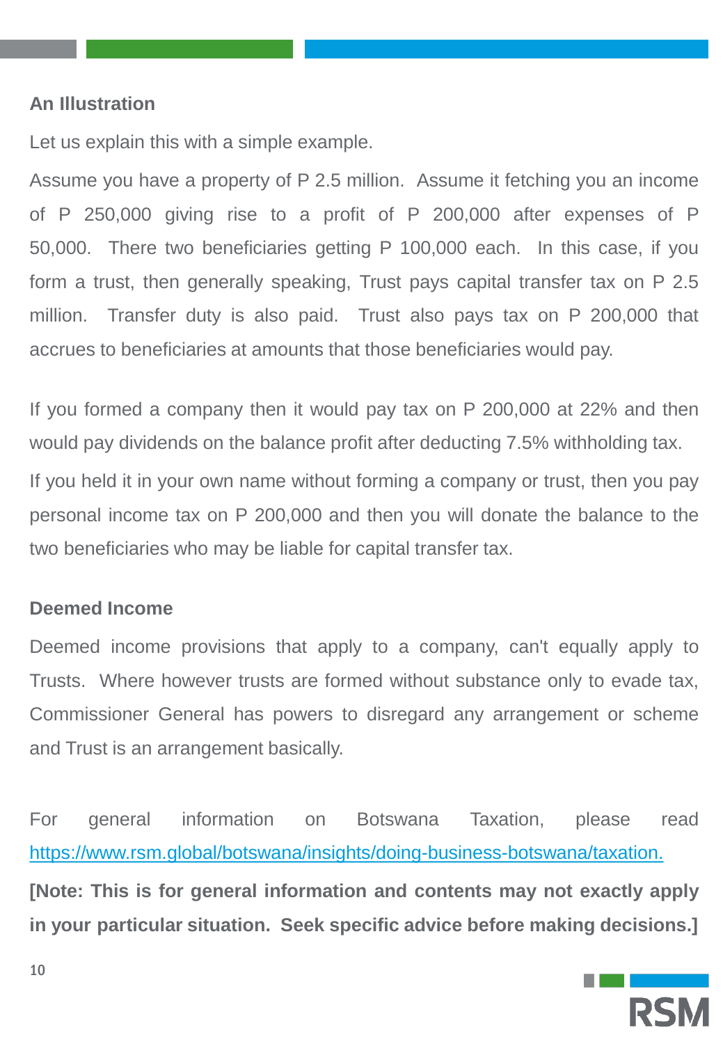### An Illustration

Let us explain this with a simple example.

Assume you have a property of P 2.5 million. Assume it fetching you an income of P 250,000 giving rise to a profit of P 200,000 after expenses of P 50,000. There two beneficiaries getting P 100,000 each. In this case, if you form a trust, then generally speaking, Trust pays capital transfer tax on P 2.5 million. Transfer duty is also paid. Trust also pays tax on P 200,000 that accrues to beneficiaries at amounts that those beneficiaries would pay.

If you formed a company then it would pay tax on P 200,000 at 22% and then would pay dividends on the balance profit after deducting 7.5% withholding tax.

If you held it in your own name without forming a company or trust, then you pay personal income tax on P 200,000 and then you will donate the balance to the two beneficiaries who may be liable for capital transfer tax.

### Deemed Income

Deemed income provisions that apply to a company, can't equally apply to Trusts. Where however trusts are formed without substance only to evade tax, Commissioner General has powers to disregard any arrangement or scheme and Trust is an arrangement basically.

For general information on Botswana Taxation, please read [https://www.rsm.global/botswana/insights/doing-business-botswana/taxation.](https://www.rsm.global/botswana/insights/doing-business-botswana/taxation)

**[Note: This is for general information and contents may not exactly apply in your particular situation. Seek specific advice before making decisions.]**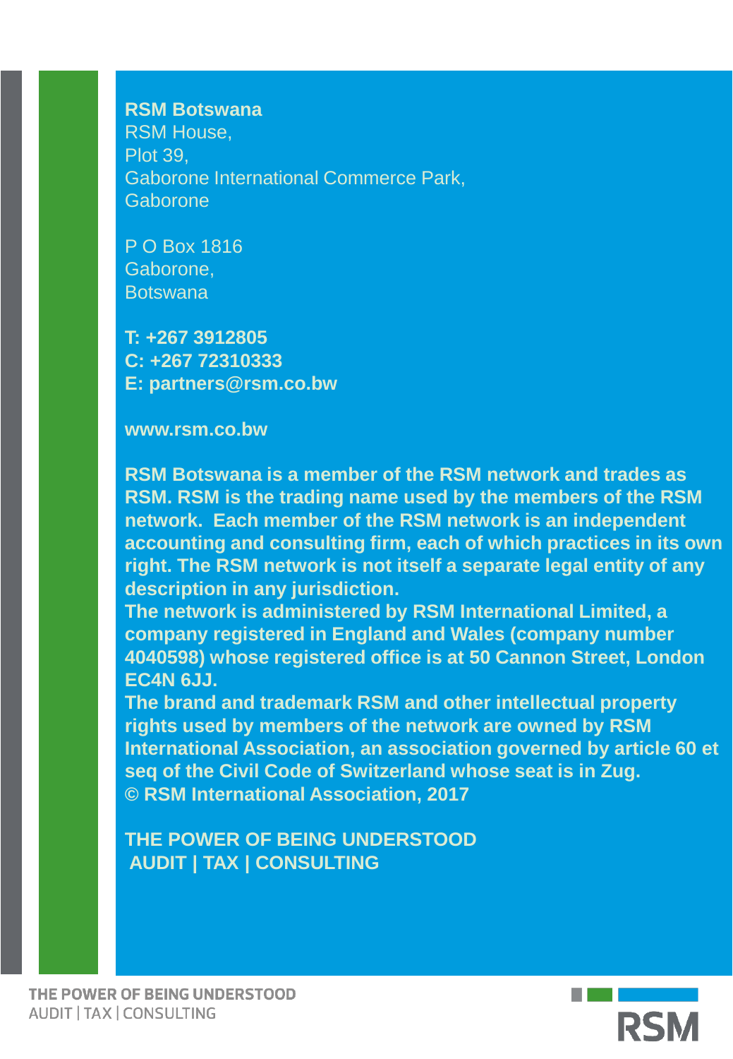**RSM Botswana**
RSM House,
Plot 39,
Gaborone International Commerce Park,
Gaborone

P O Box 1816
Gaborone,
Botswana

**T: +267 3912805**
**C: +267 72310333**
**E: partners@rsm.co.bw**

**www.rsm.co.bw**

**RSM Botswana is a member of the RSM network and trades as RSM. RSM is the trading name used by the members of the RSM network. Each member of the RSM network is an independent accounting and consulting firm, each of which practices in its own right. The RSM network is not itself a separate legal entity of any description in any jurisdiction.**
**The network is administered by RSM International Limited, a company registered in England and Wales (company number 4040598) whose registered office is at 50 Cannon Street, London EC4N 6JJ.**
**The brand and trademark RSM and other intellectual property rights used by members of the network are owned by RSM International Association, an association governed by article 60 et seq of the Civil Code of Switzerland whose seat is in Zug.**
**© RSM International Association, 2017**

**THE POWER OF BEING UNDERSTOOD**
**AUDIT | TAX | CONSULTING**